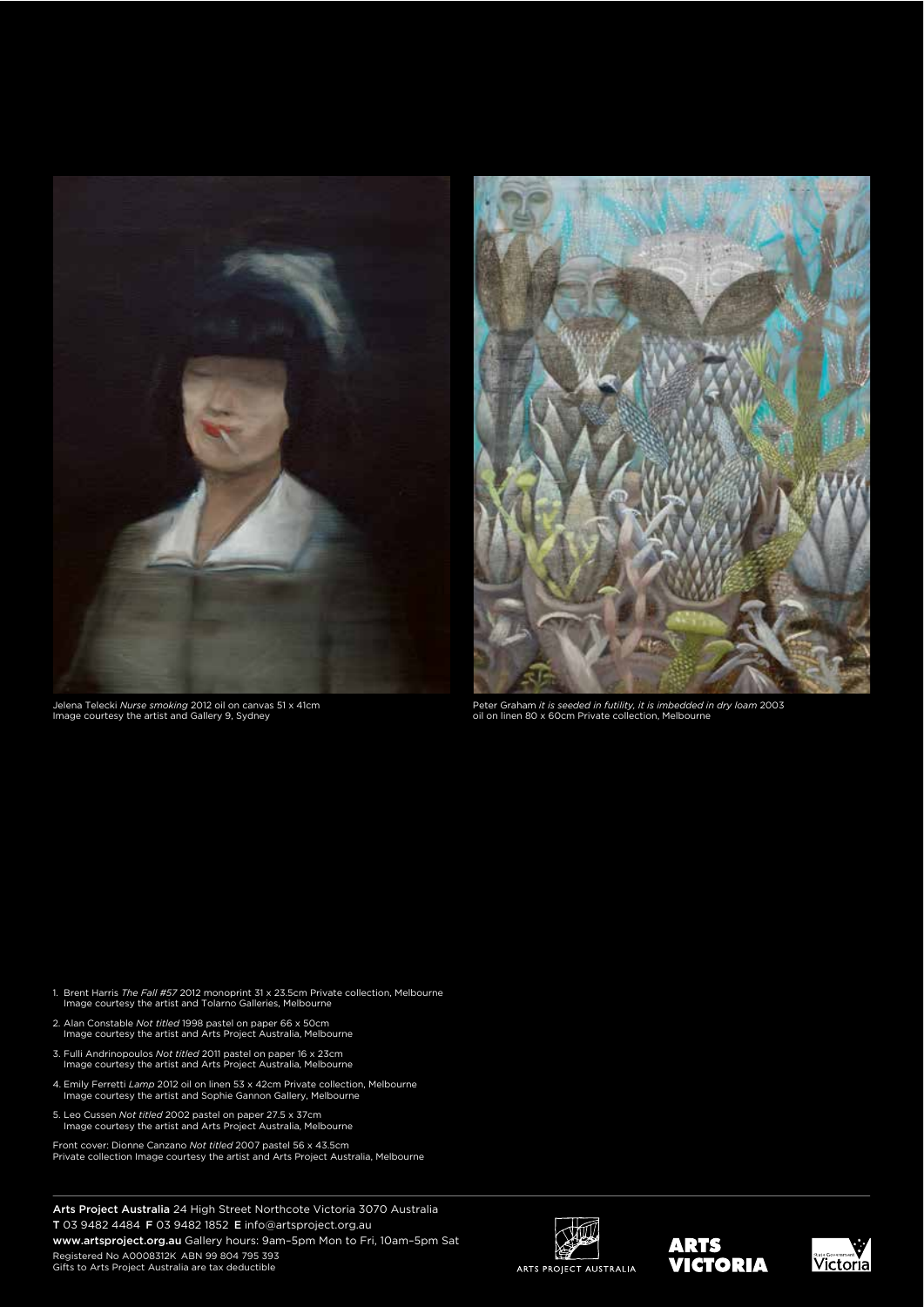Jelena Telecki *Nurse smoking* 2012 oil on canvas 51 x 41cm
Image courtesy the artist and Gallery 9, Sydney

Peter Graham *it is seeded in futility, it is imbedded in dry loam* 2003
oil on linen 80 x 60cm Private collection, Melbourne

1. Brent Harris *The Fall #57* 2012 monoprint 31 x 23.5cm Private collection, Melbourne
   Image courtesy the artist and Tolarno Galleries, Melbourne
2. Alan Constable *Not titled* 1998 pastel on paper 66 x 50cm
   Image courtesy the artist and Arts Project Australia, Melbourne
3. Fulli Andrinopoulos *Not titled* 2011 pastel on paper 16 x 23cm
   Image courtesy the artist and Arts Project Australia, Melbourne
4. Emily Ferretti *Lamp* 2012 oil on linen 53 x 42cm Private collection, Melbourne
   Image courtesy the artist and Sophie Gannon Gallery, Melbourne
5. Leo Cussen *Not titled* 2002 pastel on paper 27.5 x 37cm
   Image courtesy the artist and Arts Project Australia, Melbourne

Front cover: Dionne Canzano *Not titled* 2007 pastel 56 x 43.5cm
Private collection Image courtesy the artist and Arts Project Australia, Melbourne

**Arts Project Australia** 24 High Street Northcote Victoria 3070 Australia
**T** 03 9482 4484 **F** 03 9482 1852 **E** info@artsproject.org.au
**www.artsproject.org.au** Gallery hours: 9am–5pm Mon to Fri, 10am–5pm Sat
Registered No A0008312K ABN 99 804 795 393
Gifts to Arts Project Australia are tax deductible

ARTS PROJECT AUSTRALIA

ARTS VICTORIA

State Government Victoria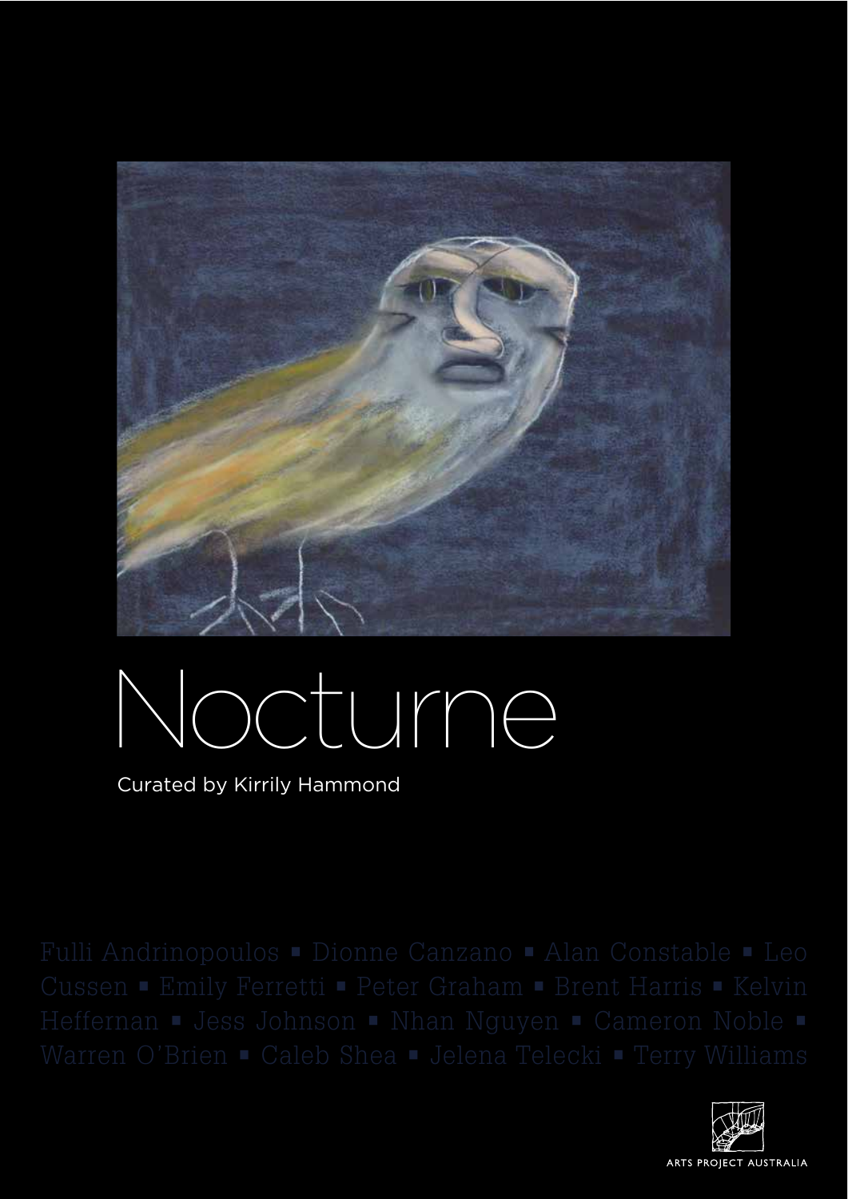# Nocturne

Curated by Kirrily Hammond

Fulli Andrinopoulos ▪ Dionne Canzano ▪ Alan Constable ▪ Leo Cussen ▪ Emily Ferretti ▪ Peter Graham ▪ Brent Harris ▪ Kelvin Heffernan ▪ Jess Johnson ▪ Nhan Nguyen ▪ Cameron Noble ▪ Warren O'Brien ▪ Caleb Shea ▪ Jelena Telecki ▪ Terry Williams

ARTS PROJECT AUSTRALIA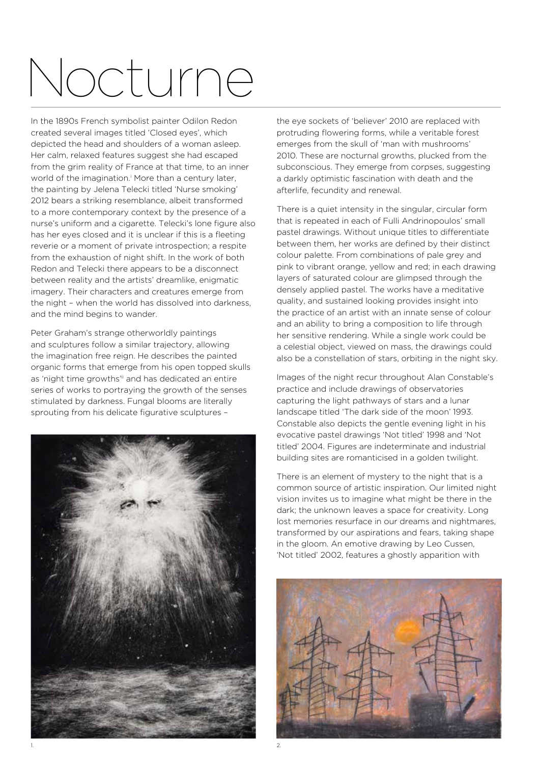# Nocturne

In the 1890s French symbolist painter Odilon Redon created several images titled 'Closed eyes', which depicted the head and shoulders of a woman asleep. Her calm, relaxed features suggest she had escaped from the grim reality of France at that time, to an inner world of the imagination.[i] More than a century later, the painting by Jelena Telecki titled 'Nurse smoking' 2012 bears a striking resemblance, albeit transformed to a more contemporary context by the presence of a nurse's uniform and a cigarette. Telecki's lone figure also has her eyes closed and it is unclear if this is a fleeting reverie or a moment of private introspection; a respite from the exhaustion of night shift. In the work of both Redon and Telecki there appears to be a disconnect between reality and the artists' dreamlike, enigmatic imagery. Their characters and creatures emerge from the night – when the world has dissolved into darkness, and the mind begins to wander.

Peter Graham's strange otherworldly paintings and sculptures follow a similar trajectory, allowing the imagination free reign. He describes the painted organic forms that emerge from his open topped skulls as 'night time growths'[ii] and has dedicated an entire series of works to portraying the growth of the senses stimulated by darkness. Fungal blooms are literally sprouting from his delicate figurative sculptures – the eye sockets of 'believer' 2010 are replaced with protruding flowering forms, while a veritable forest emerges from the skull of 'man with mushrooms' 2010. These are nocturnal growths, plucked from the subconscious. They emerge from corpses, suggesting a darkly optimistic fascination with death and the afterlife, fecundity and renewal.

There is a quiet intensity in the singular, circular form that is repeated in each of Fulli Andrinopoulos' small pastel drawings. Without unique titles to differentiate between them, her works are defined by their distinct colour palette. From combinations of pale grey and pink to vibrant orange, yellow and red; in each drawing layers of saturated colour are glimpsed through the densely applied pastel. The works have a meditative quality, and sustained looking provides insight into the practice of an artist with an innate sense of colour and an ability to bring a composition to life through her sensitive rendering. While a single work could be a celestial object, viewed on mass, the drawings could also be a constellation of stars, orbiting in the night sky.

Images of the night recur throughout Alan Constable's practice and include drawings of observatories capturing the light pathways of stars and a lunar landscape titled 'The dark side of the moon' 1993. Constable also depicts the gentle evening light in his evocative pastel drawings 'Not titled' 1998 and 'Not titled' 2004. Figures are indeterminate and industrial building sites are romanticised in a golden twilight.

There is an element of mystery to the night that is a common source of artistic inspiration. Our limited night vision invites us to imagine what might be there in the dark; the unknown leaves a space for creativity. Long lost memories resurface in our dreams and nightmares, transformed by our aspirations and fears, taking shape in the gloom. An emotive drawing by Leo Cussen, 'Not titled' 2002, features a ghostly apparition with

1.

2.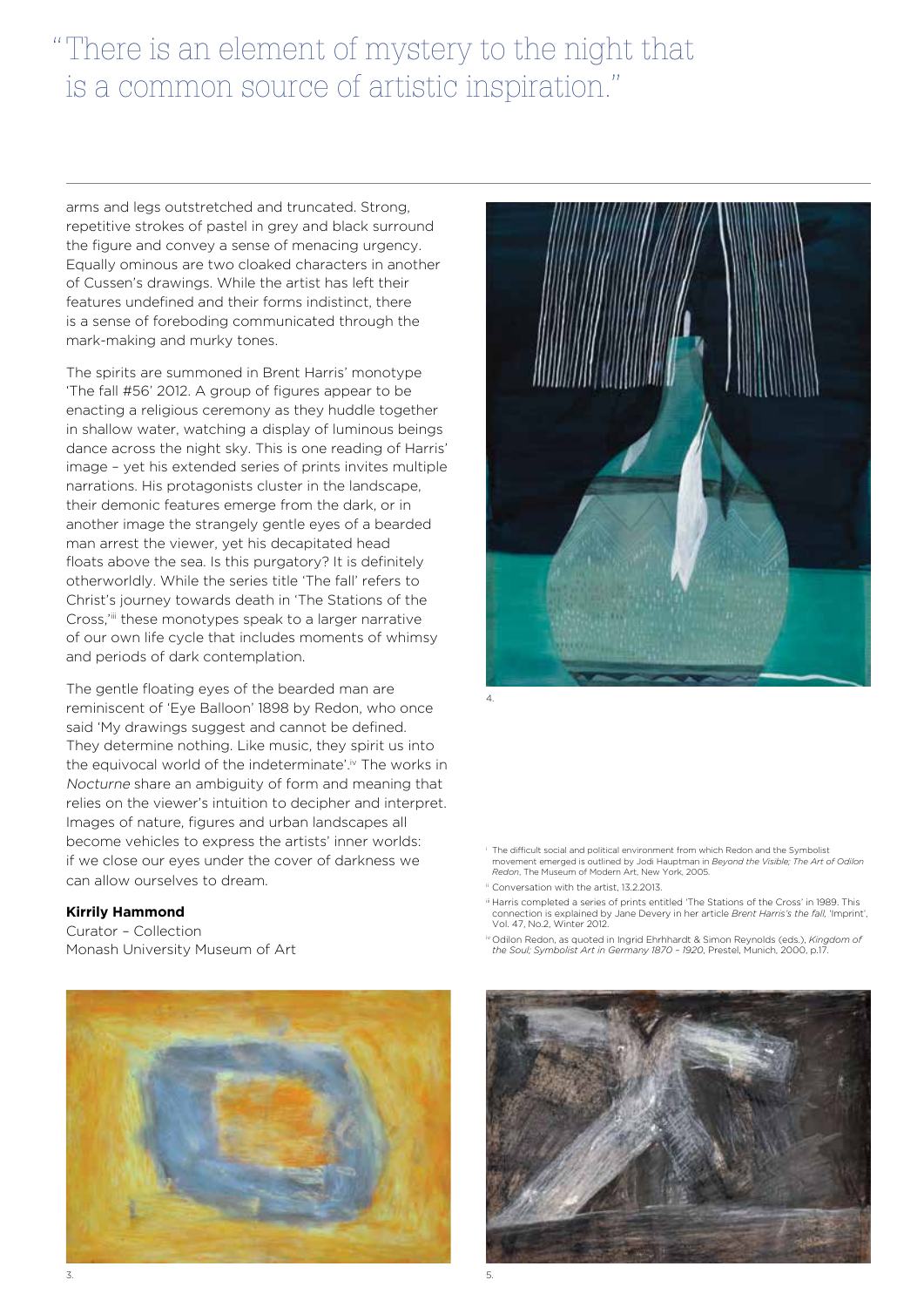> "There is an element of mystery to the night that is a common source of artistic inspiration."

arms and legs outstretched and truncated. Strong, repetitive strokes of pastel in grey and black surround the figure and convey a sense of menacing urgency. Equally ominous are two cloaked characters in another of Cussen's drawings. While the artist has left their features undefined and their forms indistinct, there is a sense of foreboding communicated through the mark-making and murky tones.

The spirits are summoned in Brent Harris' monotype 'The fall #56' 2012. A group of figures appear to be enacting a religious ceremony as they huddle together in shallow water, watching a display of luminous beings dance across the night sky. This is one reading of Harris' image – yet his extended series of prints invites multiple narrations. His protagonists cluster in the landscape, their demonic features emerge from the dark, or in another image the strangely gentle eyes of a bearded man arrest the viewer, yet his decapitated head floats above the sea. Is this purgatory? It is definitely otherworldly. While the series title 'The fall' refers to Christ's journey towards death in 'The Stations of the Cross,'[iii] these monotypes speak to a larger narrative of our own life cycle that includes moments of whimsy and periods of dark contemplation.

The gentle floating eyes of the bearded man are reminiscent of 'Eye Balloon' 1898 by Redon, who once said 'My drawings suggest and cannot be defined. They determine nothing. Like music, they spirit us into the equivocal world of the indeterminate'.[iv] The works in *Nocturne* share an ambiguity of form and meaning that relies on the viewer's intuition to decipher and interpret. Images of nature, figures and urban landscapes all become vehicles to express the artists' inner worlds: if we close our eyes under the cover of darkness we can allow ourselves to dream.

**Kirrily Hammond**
Curator – Collection
Monash University Museum of Art

4.

[i] The difficult social and political environment from which Redon and the Symbolist movement emerged is outlined by Jodi Hauptman in *Beyond the Visible; The Art of Odilon Redon*, The Museum of Modern Art, New York, 2005.

[ii] Conversation with the artist, 13.2.2013.

[iii] Harris completed a series of prints entitled 'The Stations of the Cross' in 1989. This connection is explained by Jane Devery in her article *Brent Harris's the fall*, 'Imprint', Vol. 47, No.2, Winter 2012.

[iv] Odilon Redon, as quoted in Ingrid Ehrhardt & Simon Reynolds (eds.), *Kingdom of the Soul; Symbolist Art in Germany 1870 – 1920*, Prestel, Munich, 2000, p.17.

3.

5.